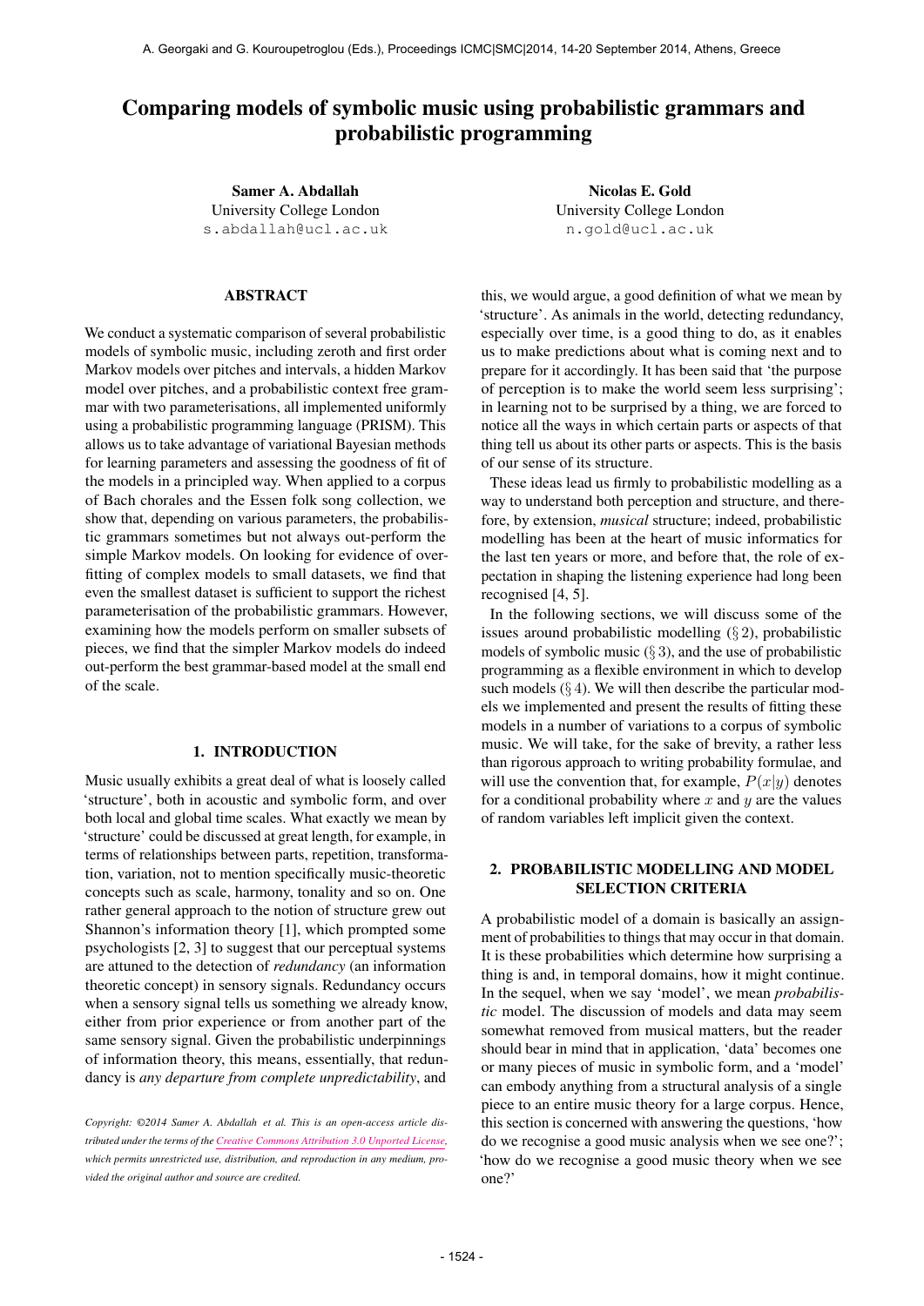# Comparing models of symbolic music using probabilistic grammars and probabilistic programming

**Samer A. Abdallah**
University College London
s.abdallah@ucl.ac.uk

**Nicolas E. Gold**
University College London
n.gold@ucl.ac.uk

## ABSTRACT

We conduct a systematic comparison of several probabilistic models of symbolic music, including zeroth and first order Markov models over pitches and intervals, a hidden Markov model over pitches, and a probabilistic context free grammar with two parameterisations, all implemented uniformly using a probabilistic programming language (PRISM). This allows us to take advantage of variational Bayesian methods for learning parameters and assessing the goodness of fit of the models in a principled way. When applied to a corpus of Bach chorales and the Essen folk song collection, we show that, depending on various parameters, the probabilistic grammars sometimes but not always out-perform the simple Markov models. On looking for evidence of overfitting of complex models to small datasets, we find that even the smallest dataset is sufficient to support the richest parameterisation of the probabilistic grammars. However, examining how the models perform on smaller subsets of pieces, we find that the simpler Markov models do indeed out-perform the best grammar-based model at the small end of the scale.

## 1. INTRODUCTION

Music usually exhibits a great deal of what is loosely called 'structure', both in acoustic and symbolic form, and over both local and global time scales. What exactly we mean by 'structure' could be discussed at great length, for example, in terms of relationships between parts, repetition, transformation, variation, not to mention specifically music-theoretic concepts such as scale, harmony, tonality and so on. One rather general approach to the notion of structure grew out Shannon's information theory [1], which prompted some psychologists [2, 3] to suggest that our perceptual systems are attuned to the detection of *redundancy* (an information theoretic concept) in sensory signals. Redundancy occurs when a sensory signal tells us something we already know, either from prior experience or from another part of the same sensory signal. Given the probabilistic underpinnings of information theory, this means, essentially, that redundancy is *any departure from complete unpredictability*, and this, we would argue, a good definition of what we mean by 'structure'. As animals in the world, detecting redundancy, especially over time, is a good thing to do, as it enables us to make predictions about what is coming next and to prepare for it accordingly. It has been said that 'the purpose of perception is to make the world seem less surprising'; in learning not to be surprised by a thing, we are forced to notice all the ways in which certain parts or aspects of that thing tell us about its other parts or aspects. This is the basis of our sense of its structure.

These ideas lead us firmly to probabilistic modelling as a way to understand both perception and structure, and therefore, by extension, *musical* structure; indeed, probabilistic modelling has been at the heart of music informatics for the last ten years or more, and before that, the role of expectation in shaping the listening experience had long been recognised [4, 5].

In the following sections, we will discuss some of the issues around probabilistic modelling (§ 2), probabilistic models of symbolic music (§ 3), and the use of probabilistic programming as a flexible environment in which to develop such models (§ 4). We will then describe the particular models we implemented and present the results of fitting these models in a number of variations to a corpus of symbolic music. We will take, for the sake of brevity, a rather less than rigorous approach to writing probability formulae, and will use the convention that, for example, $P(x|y)$ denotes for a conditional probability where $x$ and $y$ are the values of random variables left implicit given the context.

## 2. PROBABILISTIC MODELLING AND MODEL SELECTION CRITERIA

A probabilistic model of a domain is basically an assignment of probabilities to things that may occur in that domain. It is these probabilities which determine how surprising a thing is and, in temporal domains, how it might continue. In the sequel, when we say 'model', we mean *probabilistic* model. The discussion of models and data may seem somewhat removed from musical matters, but the reader should bear in mind that in application, 'data' becomes one or many pieces of music in symbolic form, and a 'model' can embody anything from a structural analysis of a single piece to an entire music theory for a large corpus. Hence, this section is concerned with answering the questions, 'how do we recognise a good music analysis when we see one?'; 'how do we recognise a good music theory when we see one?'

*Copyright: ©2014 Samer A. Abdallah et al. This is an open-access article distributed under the terms of the Creative Commons Attribution 3.0 Unported License, which permits unrestricted use, distribution, and reproduction in any medium, provided the original author and source are credited.*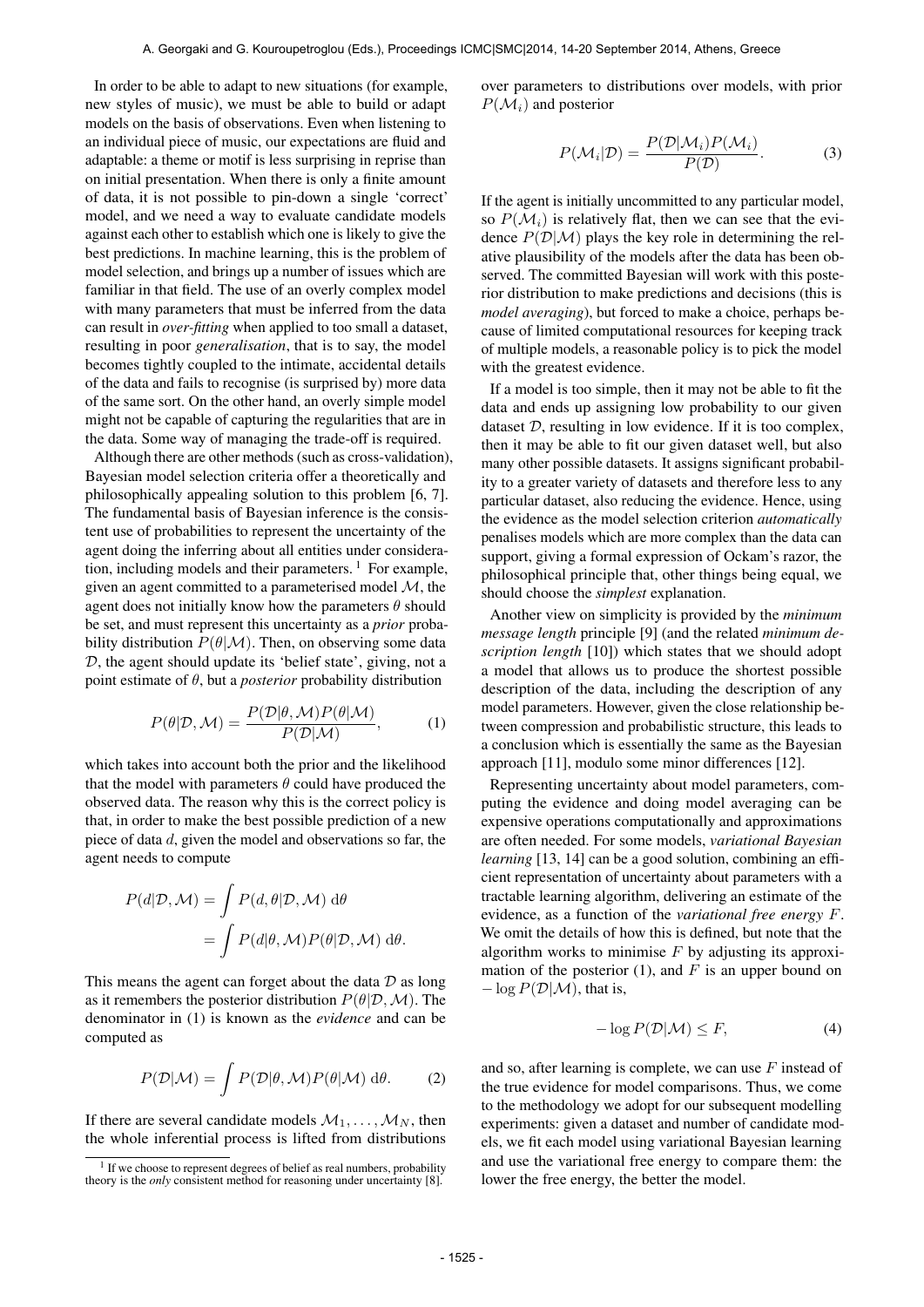In order to be able to adapt to new situations (for example, new styles of music), we must be able to build or adapt models on the basis of observations. Even when listening to an individual piece of music, our expectations are fluid and adaptable: a theme or motif is less surprising in reprise than on initial presentation. When there is only a finite amount of data, it is not possible to pin-down a single 'correct' model, and we need a way to evaluate candidate models against each other to establish which one is likely to give the best predictions. In machine learning, this is the problem of model selection, and brings up a number of issues which are familiar in that field. The use of an overly complex model with many parameters that must be inferred from the data can result in *over-fitting* when applied to too small a dataset, resulting in poor *generalisation*, that is to say, the model becomes tightly coupled to the intimate, accidental details of the data and fails to recognise (is surprised by) more data of the same sort. On the other hand, an overly simple model might not be capable of capturing the regularities that are in the data. Some way of managing the trade-off is required.

Although there are other methods (such as cross-validation), Bayesian model selection criteria offer a theoretically and philosophically appealing solution to this problem [6, 7]. The fundamental basis of Bayesian inference is the consistent use of probabilities to represent the uncertainty of the agent doing the inferring about all entities under consideration, including models and their parameters. [1] For example, given an agent committed to a parameterised model $\mathcal{M}$, the agent does not initially know how the parameters $\theta$ should be set, and must represent this uncertainty as a *prior* probability distribution $P(\theta|\mathcal{M})$. Then, on observing some data $\mathcal{D}$, the agent should update its 'belief state', giving, not a point estimate of $\theta$, but a *posterior* probability distribution

$$P(\theta|\mathcal{D}, \mathcal{M}) = \frac{P(\mathcal{D}|\theta, \mathcal{M})P(\theta|\mathcal{M})}{P(\mathcal{D}|\mathcal{M})}, \tag{1}$$

which takes into account both the prior and the likelihood that the model with parameters $\theta$ could have produced the observed data. The reason why this is the correct policy is that, in order to make the best possible prediction of a new piece of data $d$, given the model and observations so far, the agent needs to compute

$$\begin{aligned} P(d|\mathcal{D}, \mathcal{M}) &= \int P(d, \theta|\mathcal{D}, \mathcal{M}) \, \mathrm{d}\theta \\ &= \int P(d|\theta, \mathcal{M})P(\theta|\mathcal{D}, \mathcal{M}) \, \mathrm{d}\theta. \end{aligned}$$

This means the agent can forget about the data $\mathcal{D}$ as long as it remembers the posterior distribution $P(\theta|\mathcal{D}, \mathcal{M})$. The denominator in (1) is known as the *evidence* and can be computed as

$$P(\mathcal{D}|\mathcal{M}) = \int P(\mathcal{D}|\theta, \mathcal{M})P(\theta|\mathcal{M}) \, \mathrm{d}\theta. \tag{2}$$

If there are several candidate models $\mathcal{M}_1, \ldots, \mathcal{M}_N$, then the whole inferential process is lifted from distributions over parameters to distributions over models, with prior $P(\mathcal{M}_i)$ and posterior

$$P(\mathcal{M}_i|\mathcal{D}) = \frac{P(\mathcal{D}|\mathcal{M}_i)P(\mathcal{M}_i)}{P(\mathcal{D})}. \tag{3}$$

If the agent is initially uncommitted to any particular model, so $P(\mathcal{M}_i)$ is relatively flat, then we can see that the evidence $P(\mathcal{D}|\mathcal{M})$ plays the key role in determining the relative plausibility of the models after the data has been observed. The committed Bayesian will work with this posterior distribution to make predictions and decisions (this is *model averaging*), but forced to make a choice, perhaps because of limited computational resources for keeping track of multiple models, a reasonable policy is to pick the model with the greatest evidence.

If a model is too simple, then it may not be able to fit the data and ends up assigning low probability to our given dataset $\mathcal{D}$, resulting in low evidence. If it is too complex, then it may be able to fit our given dataset well, but also many other possible datasets. It assigns significant probability to a greater variety of datasets and therefore less to any particular dataset, also reducing the evidence. Hence, using the evidence as the model selection criterion *automatically* penalises models which are more complex than the data can support, giving a formal expression of Ockam's razor, the philosophical principle that, other things being equal, we should choose the *simplest* explanation.

Another view on simplicity is provided by the *minimum message length* principle [9] (and the related *minimum description length* [10]) which states that we should adopt a model that allows us to produce the shortest possible description of the data, including the description of any model parameters. However, given the close relationship between compression and probabilistic structure, this leads to a conclusion which is essentially the same as the Bayesian approach [11], modulo some minor differences [12].

Representing uncertainty about model parameters, computing the evidence and doing model averaging can be expensive operations computationally and approximations are often needed. For some models, *variational Bayesian learning* [13, 14] can be a good solution, combining an efficient representation of uncertainty about parameters with a tractable learning algorithm, delivering an estimate of the evidence, as a function of the *variational free energy* $F$. We omit the details of how this is defined, but note that the algorithm works to minimise $F$ by adjusting its approximation of the posterior (1), and $F$ is an upper bound on $-\log P(\mathcal{D}|\mathcal{M})$, that is,

$$-\log P(\mathcal{D}|\mathcal{M}) \leq F, \tag{4}$$

and so, after learning is complete, we can use $F$ instead of the true evidence for model comparisons. Thus, we come to the methodology we adopt for our subsequent modelling experiments: given a dataset and number of candidate models, we fit each model using variational Bayesian learning and use the variational free energy to compare them: the lower the free energy, the better the model.

[1] If we choose to represent degrees of belief as real numbers, probability theory is the *only* consistent method for reasoning under uncertainty [8].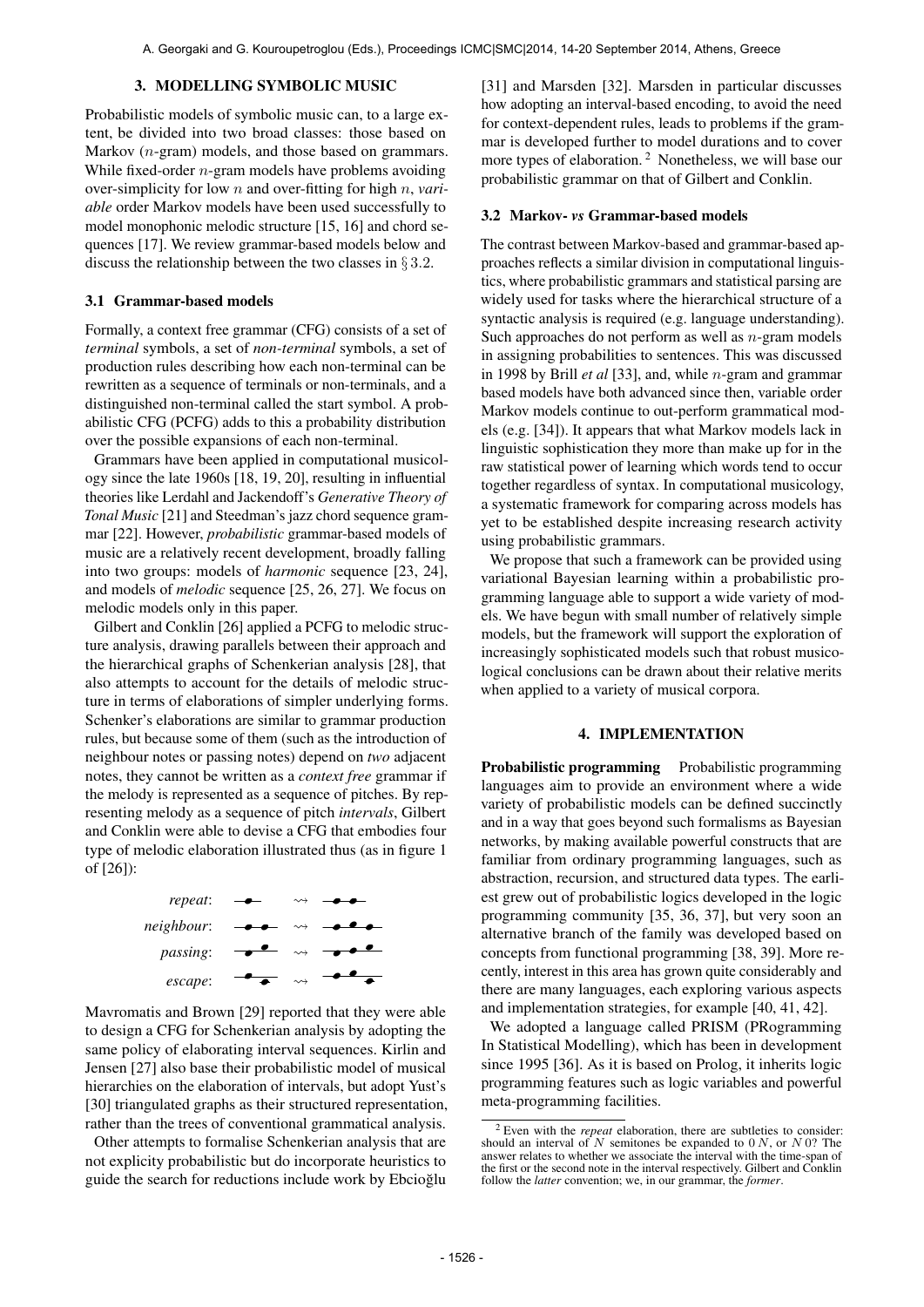## 3. MODELLING SYMBOLIC MUSIC

Probabilistic models of symbolic music can, to a large extent, be divided into two broad classes: those based on Markov ($n$-gram) models, and those based on grammars. While fixed-order $n$-gram models have problems avoiding over-simplicity for low $n$ and over-fitting for high $n$, *variable* order Markov models have been used successfully to model monophonic melodic structure [15, 16] and chord sequences [17]. We review grammar-based models below and discuss the relationship between the two classes in § 3.2.

### 3.1 Grammar-based models

Formally, a context free grammar (CFG) consists of a set of *terminal* symbols, a set of *non-terminal* symbols, a set of production rules describing how each non-terminal can be rewritten as a sequence of terminals or non-terminals, and a distinguished non-terminal called the start symbol. A probabilistic CFG (PCFG) adds to this a probability distribution over the possible expansions of each non-terminal.

Grammars have been applied in computational musicology since the late 1960s [18, 19, 20], resulting in influential theories like Lerdahl and Jackendoff's *Generative Theory of Tonal Music* [21] and Steedman's jazz chord sequence grammar [22]. However, *probabilistic* grammar-based models of music are a relatively recent development, broadly falling into two groups: models of *harmonic* sequence [23, 24], and models of *melodic* sequence [25, 26, 27]. We focus on melodic models only in this paper.

Gilbert and Conklin [26] applied a PCFG to melodic structure analysis, drawing parallels between their approach and the hierarchical graphs of Schenkerian analysis [28], that also attempts to account for the details of melodic structure in terms of elaborations of simpler underlying forms. Schenker's elaborations are similar to grammar production rules, but because some of them (such as the introduction of neighbour notes or passing notes) depend on *two* adjacent notes, they cannot be written as a *context free* grammar if the melody is represented as a sequence of pitches. By representing melody as a sequence of pitch *intervals*, Gilbert and Conklin were able to devise a CFG that embodies four type of melodic elaboration illustrated thus (as in figure 1 of [26]):

*repeat*: ⇝

*neighbour*: ⇝

*passing*: ⇝

*escape*: ⇝

Mavromatis and Brown [29] reported that they were able to design a CFG for Schenkerian analysis by adopting the same policy of elaborating interval sequences. Kirlin and Jensen [27] also base their probabilistic model of musical hierarchies on the elaboration of intervals, but adopt Yust's [30] triangulated graphs as their structured representation, rather than the trees of conventional grammatical analysis.

Other attempts to formalise Schenkerian analysis that are not explicity probabilistic but do incorporate heuristics to guide the search for reductions include work by Ebcioğlu [31] and Marsden [32]. Marsden in particular discusses how adopting an interval-based encoding, to avoid the need for context-dependent rules, leads to problems if the grammar is developed further to model durations and to cover more types of elaboration. [2] Nonetheless, we will base our probabilistic grammar on that of Gilbert and Conklin.

### 3.2 Markov- *vs* Grammar-based models

The contrast between Markov-based and grammar-based approaches reflects a similar division in computational linguistics, where probabilistic grammars and statistical parsing are widely used for tasks where the hierarchical structure of a syntactic analysis is required (e.g. language understanding). Such approaches do not perform as well as $n$-gram models in assigning probabilities to sentences. This was discussed in 1998 by Brill *et al* [33], and, while $n$-gram and grammar based models have both advanced since then, variable order Markov models continue to out-perform grammatical models (e.g. [34]). It appears that what Markov models lack in linguistic sophistication they more than make up for in the raw statistical power of learning which words tend to occur together regardless of syntax. In computational musicology, a systematic framework for comparing across models has yet to be established despite increasing research activity using probabilistic grammars.

We propose that such a framework can be provided using variational Bayesian learning within a probabilistic programming language able to support a wide variety of models. We have begun with small number of relatively simple models, but the framework will support the exploration of increasingly sophisticated models such that robust musicological conclusions can be drawn about their relative merits when applied to a variety of musical corpora.

## 4. IMPLEMENTATION

**Probabilistic programming** Probabilistic programming languages aim to provide an environment where a wide variety of probabilistic models can be defined succinctly and in a way that goes beyond such formalisms as Bayesian networks, by making available powerful constructs that are familiar from ordinary programming languages, such as abstraction, recursion, and structured data types. The earliest grew out of probabilistic logics developed in the logic programming community [35, 36, 37], but very soon an alternative branch of the family was developed based on concepts from functional programming [38, 39]. More recently, interest in this area has grown quite considerably and there are many languages, each exploring various aspects and implementation strategies, for example [40, 41, 42].

We adopted a language called PRISM (PRogramming In Statistical Modelling), which has been in development since 1995 [36]. As it is based on Prolog, it inherits logic programming features such as logic variables and powerful meta-programming facilities.

[2] Even with the *repeat* elaboration, there are subtleties to consider: should an interval of $N$ semitones be expanded to $0\,N$, or $N\,0$? The answer relates to whether we associate the interval with the time-span of the first or the second note in the interval respectively. Gilbert and Conklin follow the *latter* convention; we, in our grammar, the *former*.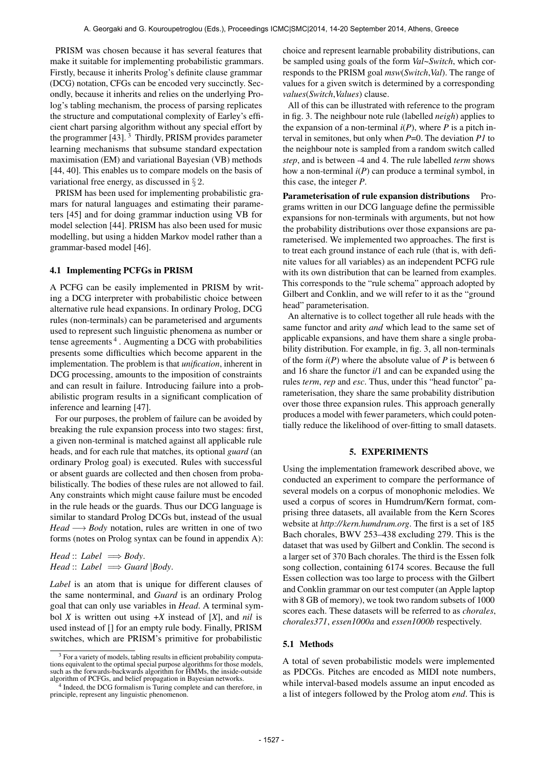PRISM was chosen because it has several features that make it suitable for implementing probabilistic grammars. Firstly, because it inherits Prolog's definite clause grammar (DCG) notation, CFGs can be encoded very succinctly. Secondly, because it inherits and relies on the underlying Prolog's tabling mechanism, the process of parsing replicates the structure and computational complexity of Earley's efficient chart parsing algorithm without any special effort by the programmer [43]. [3] Thirdly, PRISM provides parameter learning mechanisms that subsume standard expectation maximisation (EM) and variational Bayesian (VB) methods [44, 40]. This enables us to compare models on the basis of variational free energy, as discussed in § 2.

PRISM has been used for implementing probabilistic grammars for natural languages and estimating their parameters [45] and for doing grammar induction using VB for model selection [44]. PRISM has also been used for music modelling, but using a hidden Markov model rather than a grammar-based model [46].

### 4.1 Implementing PCFGs in PRISM

A PCFG can be easily implemented in PRISM by writing a DCG interpreter with probabilistic choice between alternative rule head expansions. In ordinary Prolog, DCG rules (non-terminals) can be parameterised and arguments used to represent such linguistic phenomena as number or tense agreements [4]. Augmenting a DCG with probabilities presents some difficulties which become apparent in the implementation. The problem is that *unification*, inherent in DCG processing, amounts to the imposition of constraints and can result in failure. Introducing failure into a probabilistic program results in a significant complication of inference and learning [47].

For our purposes, the problem of failure can be avoided by breaking the rule expansion process into two stages: first, a given non-terminal is matched against all applicable rule heads, and for each rule that matches, its optional *guard* (an ordinary Prolog goal) is executed. Rules with successful or absent guards are collected and then chosen from probabilistically. The bodies of these rules are not allowed to fail. Any constraints which might cause failure must be encoded in the rule heads or the guards. Thus our DCG language is similar to standard Prolog DCGs but, instead of the usual $Head \longrightarrow Body$ notation, rules are written in one of two forms (notes on Prolog syntax can be found in appendix A):

$Head :: \; Label \;\Longrightarrow Body.$
$Head :: \; Label \;\Longrightarrow Guard\;|Body.$

*Label* is an atom that is unique for different clauses of the same nonterminal, and *Guard* is an ordinary Prolog goal that can only use variables in *Head*. A terminal symbol *X* is written out using *+X* instead of [*X*], and *nil* is used instead of [] for an empty rule body. Finally, PRISM switches, which are PRISM's primitive for probabilistic choice and represent learnable probability distributions, can be sampled using goals of the form *Val~Switch*, which corresponds to the PRISM goal *msw*(*Switch*,*Val*). The range of values for a given switch is determined by a corresponding *values*(*Switch*,*Values*) clause.

All of this can be illustrated with reference to the program in fig. 3. The neighbour note rule (labelled *neigh*) applies to the expansion of a non-terminal *i*(*P*), where *P* is a pitch interval in semitones, but only when *P*=0. The deviation *P1* to the neighbour note is sampled from a random switch called *step*, and is between -4 and 4. The rule labelled *term* shows how a non-terminal *i*(*P*) can produce a terminal symbol, in this case, the integer *P*.

**Parameterisation of rule expansion distributions** Programs written in our DCG language define the permissible expansions for non-terminals with arguments, but not how the probability distributions over those expansions are parameterised. We implemented two approaches. The first is to treat each ground instance of each rule (that is, with definite values for all variables) as an independent PCFG rule with its own distribution that can be learned from examples. This corresponds to the "rule schema" approach adopted by Gilbert and Conklin, and we will refer to it as the "ground head" parameterisation.

An alternative is to collect together all rule heads with the same functor and arity *and* which lead to the same set of applicable expansions, and have them share a single probability distribution. For example, in fig. 3, all non-terminals of the form *i*(*P*) where the absolute value of *P* is between 6 and 16 share the functor *i*/1 and can be expanded using the rules *term*, *rep* and *esc*. Thus, under this "head functor" parameterisation, they share the same probability distribution over those three expansion rules. This approach generally produces a model with fewer parameters, which could potentially reduce the likelihood of over-fitting to small datasets.

## 5. EXPERIMENTS

Using the implementation framework described above, we conducted an experiment to compare the performance of several models on a corpus of monophonic melodies. We used a corpus of scores in Humdrum/Kern format, comprising three datasets, all available from the Kern Scores website at *http://kern.humdrum.org*. The first is a set of 185 Bach chorales, BWV 253–438 excluding 279. This is the dataset that was used by Gilbert and Conklin. The second is a larger set of 370 Bach chorales. The third is the Essen folk song collection, containing 6174 scores. Because the full Essen collection was too large to process with the Gilbert and Conklin grammar on our test computer (an Apple laptop with 8 GB of memory), we took two random subsets of 1000 scores each. These datasets will be referred to as *chorales*, *chorales371*, *essen1000a* and *essen1000b* respectively.

### 5.1 Methods

A total of seven probabilistic models were implemented as PDCGs. Pitches are encoded as MIDI note numbers, while interval-based models assume an input encoded as a list of integers followed by the Prolog atom *end*. This is

---

[3] For a variety of models, tabling results in efficient probability computations equivalent to the optimal special purpose algorithms for those models, such as the forwards-backwards algorithm for HMMs, the inside-outside algorithm of PCFGs, and belief propagation in Bayesian networks.

[4] Indeed, the DCG formalism is Turing complete and can therefore, in principle, represent any linguistic phenomenon.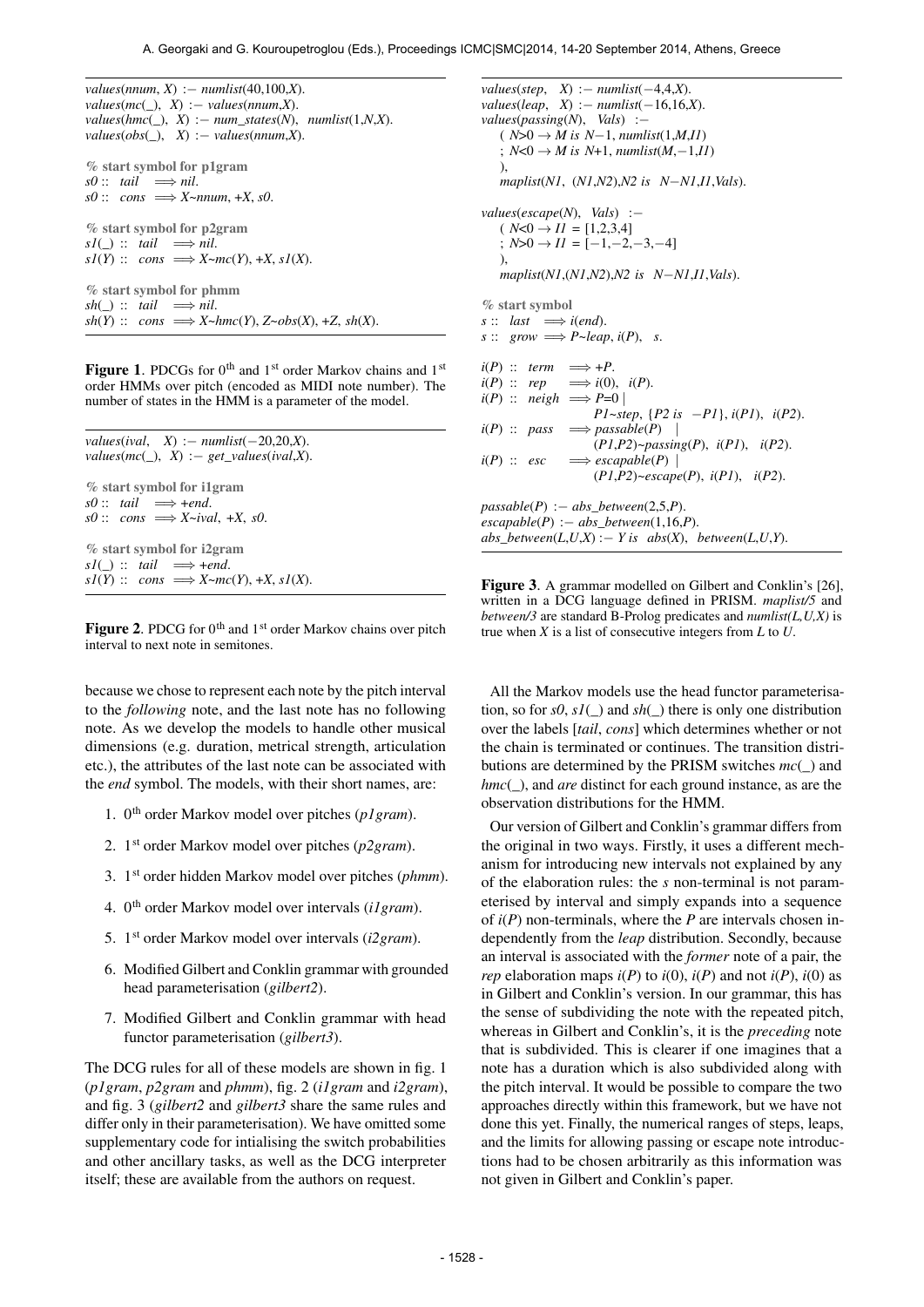```
values(nnum, X) :− numlist(40,100,X).
values(mc(_), X) :− values(nnum,X).
values(hmc(_), X) :− num_states(N), numlist(1,N,X).
values(obs(_), X) :− values(nnum,X).

% start symbol for p1gram
s0 :: tail ⟹ nil.
s0 :: cons ⟹ X~nnum, +X, s0.

% start symbol for p2gram
s1(_) :: tail ⟹ nil.
s1(Y) :: cons ⟹ X~mc(Y), +X, s1(X).

% start symbol for phmm
sh(_) :: tail ⟹ nil.
sh(Y) :: cons ⟹ X~hmc(Y), Z~obs(X), +Z, sh(X).
```

**Figure 1**. PDCGs for 0th and 1st order Markov chains and 1st order HMMs over pitch (encoded as MIDI note number). The number of states in the HMM is a parameter of the model.

```
values(ival, X) :− numlist(−20,20,X).
values(mc(_), X) :− get_values(ival,X).

% start symbol for i1gram
s0 :: tail ⟹ +end.
s0 :: cons ⟹ X~ival, +X, s0.

% start symbol for i2gram
s1(_) :: tail ⟹ +end.
s1(Y) :: cons ⟹ X~mc(Y), +X, s1(X).
```

**Figure 2**. PDCG for 0th and 1st order Markov chains over pitch interval to next note in semitones.

because we chose to represent each note by the pitch interval to the *following* note, and the last note has no following note. As we develop the models to handle other musical dimensions (e.g. duration, metrical strength, articulation etc.), the attributes of the last note can be associated with the *end* symbol. The models, with their short names, are:

1. 0th order Markov model over pitches (*p1gram*).
2. 1st order Markov model over pitches (*p2gram*).
3. 1st order hidden Markov model over pitches (*phmm*).
4. 0th order Markov model over intervals (*i1gram*).
5. 1st order Markov model over intervals (*i2gram*).
6. Modified Gilbert and Conklin grammar with grounded head parameterisation (*gilbert2*).
7. Modified Gilbert and Conklin grammar with head functor parameterisation (*gilbert3*).

The DCG rules for all of these models are shown in fig. 1 (*p1gram*, *p2gram* and *phmm*), fig. 2 (*i1gram* and *i2gram*), and fig. 3 (*gilbert2* and *gilbert3* share the same rules and differ only in their parameterisation). We have omitted some supplementary code for intialising the switch probabilities and other ancillary tasks, as well as the DCG interpreter itself; these are available from the authors on request.

```
values(step, X) :− numlist(−4,4,X).
values(leap, X) :− numlist(−16,16,X).
values(passing(N), Vals) :−
    ( N>0 → M is N−1, numlist(1,M,I1)
    ; N<0 → M is N+1, numlist(M,−1,I1)
    ),
    maplist(N1, (N1,N2),N2 is N−N1,I1,Vals).

values(escape(N), Vals) :−
    ( N<0 → I1 = [1,2,3,4]
    ; N>0 → I1 = [−1,−2,−3,−4]
    ),
    maplist(N1,(N1,N2),N2 is N−N1,I1,Vals).

% start symbol
s :: last ⟹ i(end).
s :: grow ⟹ P~leap, i(P), s.

i(P) :: term ⟹ +P.
i(P) :: rep ⟹ i(0), i(P).
i(P) :: neigh ⟹ P=0 |
                P1~step, {P2 is −P1}, i(P1), i(P2).
i(P) :: pass ⟹ passable(P) |
                (P1,P2)~passing(P), i(P1), i(P2).
i(P) :: esc ⟹ escapable(P) |
                (P1,P2)~escape(P), i(P1), i(P2).

passable(P) :− abs_between(2,5,P).
escapable(P) :− abs_between(1,16,P).
abs_between(L,U,X) :− Y is abs(X), between(L,U,Y).
```

**Figure 3**. A grammar modelled on Gilbert and Conklin's [26], written in a DCG language defined in PRISM. *maplist/5* and *between/3* are standard B-Prolog predicates and *numlist(L,U,X)* is true when *X* is a list of consecutive integers from *L* to *U*.

All the Markov models use the head functor parameterisation, so for *s0*, *s1(_)* and *sh(_)* there is only one distribution over the labels [*tail*, *cons*] which determines whether or not the chain is terminated or continues. The transition distributions are determined by the PRISM switches *mc(_)* and *hmc(_)*, and *are* distinct for each ground instance, as are the observation distributions for the HMM.

Our version of Gilbert and Conklin's grammar differs from the original in two ways. Firstly, it uses a different mechanism for introducing new intervals not explained by any of the elaboration rules: the *s* non-terminal is not parameterised by interval and simply expands into a sequence of *i(P)* non-terminals, where the *P* are intervals chosen independently from the *leap* distribution. Secondly, because an interval is associated with the *former* note of a pair, the *rep* elaboration maps *i(P)* to *i(0)*, *i(P)* and not *i(P)*, *i(0)* as in Gilbert and Conklin's version. In our grammar, this has the sense of subdividing the note with the repeated pitch, whereas in Gilbert and Conklin's, it is the *preceding* note that is subdivided. This is clearer if one imagines that a note has a duration which is also subdivided along with the pitch interval. It would be possible to compare the two approaches directly within this framework, but we have not done this yet. Finally, the numerical ranges of steps, leaps, and the limits for allowing passing or escape note introductions had to be chosen arbitrarily as this information was not given in Gilbert and Conklin's paper.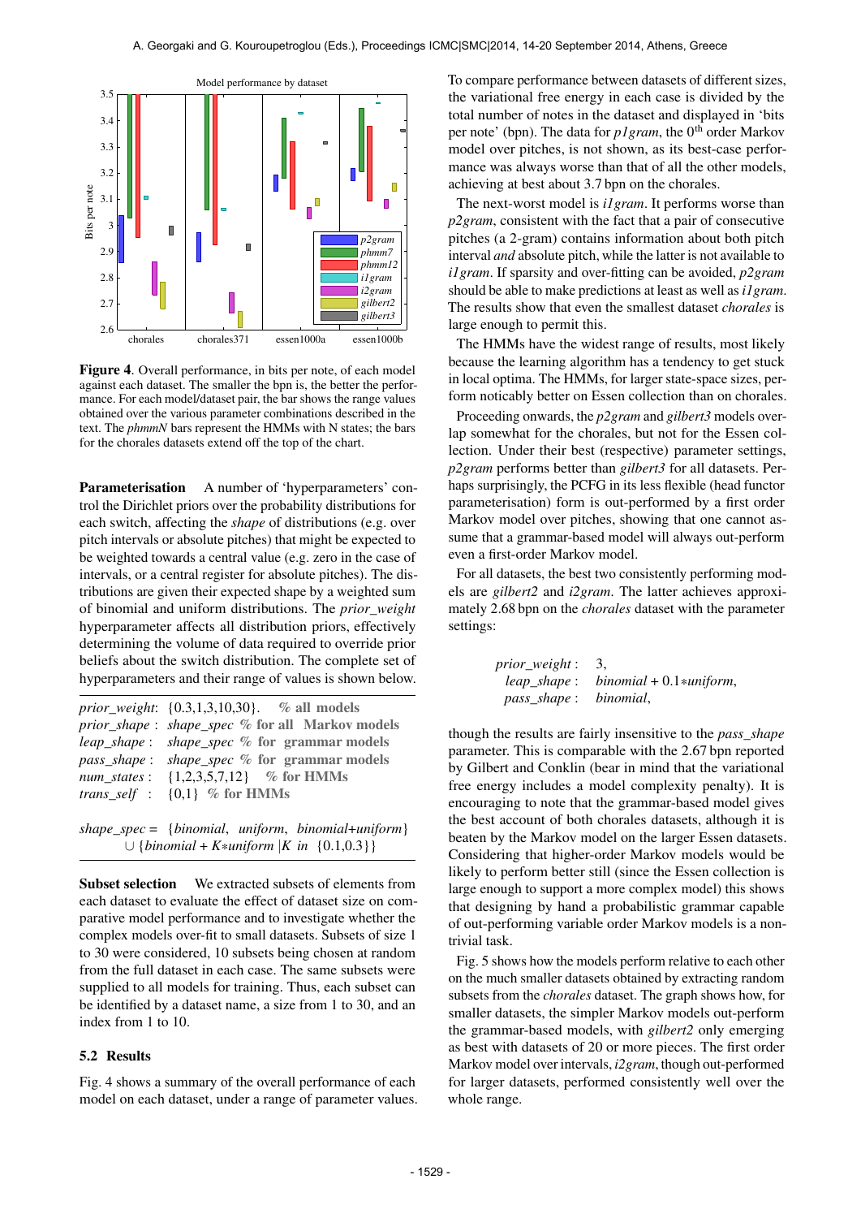**Figure 4**. Overall performance, in bits per note, of each model against each dataset. The smaller the bpn is, the better the performance. For each model/dataset pair, the bar shows the range values obtained over the various parameter combinations described in the text. The *phmmN* bars represent the HMMs with N states; the bars for the chorales datasets extend off the top of the chart.

**Parameterisation** A number of 'hyperparameters' control the Dirichlet priors over the probability distributions for each switch, affecting the *shape* of distributions (e.g. over pitch intervals or absolute pitches) that might be expected to be weighted towards a central value (e.g. zero in the case of intervals, or a central register for absolute pitches). The distributions are given their expected shape by a weighted sum of binomial and uniform distributions. The *prior_weight* hyperparameter affects all distribution priors, effectively determining the volume of data required to override prior beliefs about the switch distribution. The complete set of hyperparameters and their range of values is shown below.

| | |
|---|---|
| *prior_weight*: | {0.3,1,3,10,30}. % all models |
| *prior_shape* : | *shape_spec* % for all Markov models |
| *leap_shape* : | *shape_spec* % for grammar models |
| *pass_shape* : | *shape_spec* % for grammar models |
| *num_states* : | {1,2,3,5,7,12} % for HMMs |
| *trans_self* : | {0,1} % for HMMs |

$$shape\_spec = \{binomial,\ uniform,\ binomial{+}uniform\} \cup \{binomial + K{*}uniform \mid K \text{ in } \{0.1, 0.3\}\}$$

**Subset selection** We extracted subsets of elements from each dataset to evaluate the effect of dataset size on comparative model performance and to investigate whether the complex models over-fit to small datasets. Subsets of size 1 to 30 were considered, 10 subsets being chosen at random from the full dataset in each case. The same subsets were supplied to all models for training. Thus, each subset can be identified by a dataset name, a size from 1 to 30, and an index from 1 to 10.

### 5.2 Results

Fig. 4 shows a summary of the overall performance of each model on each dataset, under a range of parameter values. To compare performance between datasets of different sizes, the variational free energy in each case is divided by the total number of notes in the dataset and displayed in 'bits per note' (bpn). The data for *p1gram*, the $0^{th}$ order Markov model over pitches, is not shown, as its best-case performance was always worse than that of all the other models, achieving at best about 3.7 bpn on the chorales.

The next-worst model is *i1gram*. It performs worse than *p2gram*, consistent with the fact that a pair of consecutive pitches (a 2-gram) contains information about both pitch interval *and* absolute pitch, while the latter is not available to *i1gram*. If sparsity and over-fitting can be avoided, *p2gram* should be able to make predictions at least as well as *i1gram*. The results show that even the smallest dataset *chorales* is large enough to permit this.

The HMMs have the widest range of results, most likely because the learning algorithm has a tendency to get stuck in local optima. The HMMs, for larger state-space sizes, perform noticably better on Essen collection than on chorales.

Proceeding onwards, the *p2gram* and *gilbert3* models overlap somewhat for the chorales, but not for the Essen collection. Under their best (respective) parameter settings, *p2gram* performs better than *gilbert3* for all datasets. Perhaps surprisingly, the PCFG in its less flexible (head functor parameterisation) form is out-performed by a first order Markov model over pitches, showing that one cannot assume that a grammar-based model will always out-perform even a first-order Markov model.

For all datasets, the best two consistently performing models are *gilbert2* and *i2gram*. The latter achieves approximately 2.68 bpn on the *chorales* dataset with the parameter settings:

| | |
|---|---|
| *prior_weight* : | 3, |
| *leap_shape* : | *binomial* + 0.1∗*uniform*, |
| *pass_shape* : | *binomial*, |

though the results are fairly insensitive to the *pass_shape* parameter. This is comparable with the 2.67 bpn reported by Gilbert and Conklin (bear in mind that the variational free energy includes a model complexity penalty). It is encouraging to note that the grammar-based model gives the best account of both chorales datasets, although it is beaten by the Markov model on the larger Essen datasets. Considering that higher-order Markov models would be likely to perform better still (since the Essen collection is large enough to support a more complex model) this shows that designing by hand a probabilistic grammar capable of out-performing variable order Markov models is a non-trivial task.

Fig. 5 shows how the models perform relative to each other on the much smaller datasets obtained by extracting random subsets from the *chorales* dataset. The graph shows how, for smaller datasets, the simpler Markov models out-perform the grammar-based models, with *gilbert2* only emerging as best with datasets of 20 or more pieces. The first order Markov model over intervals, *i2gram*, though out-performed for larger datasets, performed consistently well over the whole range.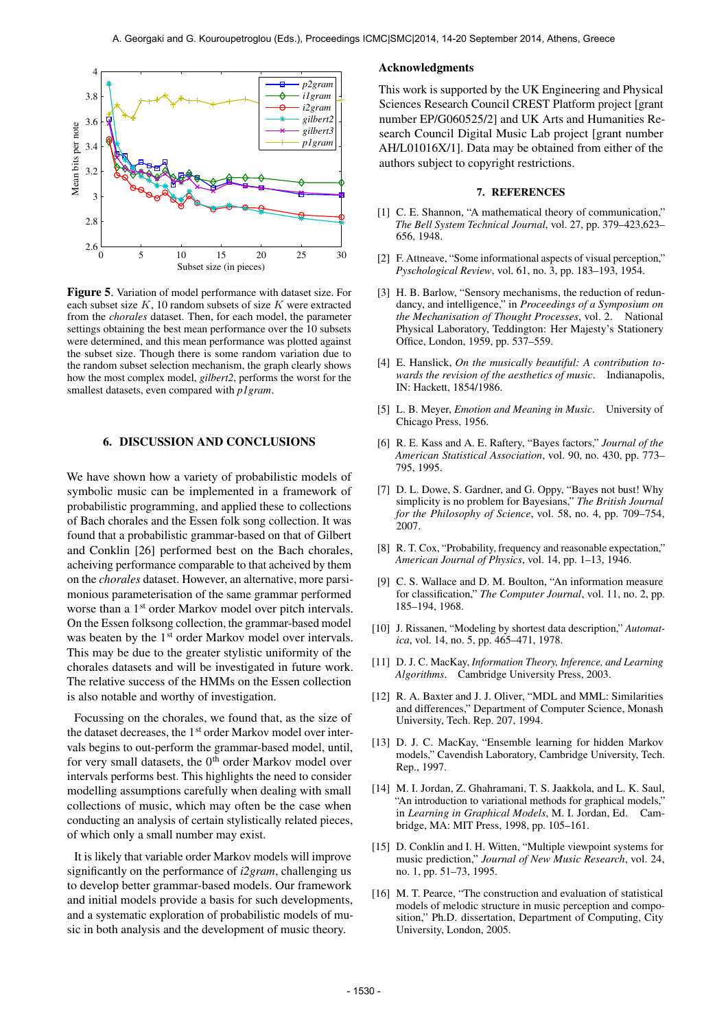**Figure 5**. Variation of model performance with dataset size. For each subset size $K$, 10 random subsets of size $K$ were extracted from the *chorales* dataset. Then, for each model, the parameter settings obtaining the best mean performance over the 10 subsets were determined, and this mean performance was plotted against the subset size. Though there is some random variation due to the random subset selection mechanism, the graph clearly shows how the most complex model, *gilbert2*, performs the worst for the smallest datasets, even compared with *p1gram*.

## 6. DISCUSSION AND CONCLUSIONS

We have shown how a variety of probabilistic models of symbolic music can be implemented in a framework of probabilistic programming, and applied these to collections of Bach chorales and the Essen folk song collection. It was found that a probabilistic grammar-based on that of Gilbert and Conklin [26] performed best on the Bach chorales, acheiving performance comparable to that acheived by them on the *chorales* dataset. However, an alternative, more parsimonious parameterisation of the same grammar performed worse than a 1st order Markov model over pitch intervals. On the Essen folksong collection, the grammar-based model was beaten by the 1st order Markov model over intervals. This may be due to the greater stylistic uniformity of the chorales datasets and will be investigated in future work. The relative success of the HMMs on the Essen collection is also notable and worthy of investigation.

Focussing on the chorales, we found that, as the size of the dataset decreases, the 1st order Markov model over intervals begins to out-perform the grammar-based model, until, for very small datasets, the 0th order Markov model over intervals performs best. This highlights the need to consider modelling assumptions carefully when dealing with small collections of music, which may often be the case when conducting an analysis of certain stylistically related pieces, of which only a small number may exist.

It is likely that variable order Markov models will improve significantly on the performance of *i2gram*, challenging us to develop better grammar-based models. Our framework and initial models provide a basis for such developments, and a systematic exploration of probabilistic models of music in both analysis and the development of music theory.

### Acknowledgments

This work is supported by the UK Engineering and Physical Sciences Research Council CREST Platform project [grant number EP/G060525/2] and UK Arts and Humanities Research Council Digital Music Lab project [grant number AH/L01016X/1]. Data may be obtained from either of the authors subject to copyright restrictions.

## 7. REFERENCES

[1] C. E. Shannon, "A mathematical theory of communication," *The Bell System Technical Journal*, vol. 27, pp. 379–423,623–656, 1948.

[2] F. Attneave, "Some informational aspects of visual perception," *Psychological Review*, vol. 61, no. 3, pp. 183–193, 1954.

[3] H. B. Barlow, "Sensory mechanisms, the reduction of redundancy, and intelligence," in *Proceedings of a Symposium on the Mechanisation of Thought Processes*, vol. 2. National Physical Laboratory, Teddington: Her Majesty's Stationery Office, London, 1959, pp. 537–559.

[4] E. Hanslick, *On the musically beautiful: A contribution towards the revision of the aesthetics of music*. Indianapolis, IN: Hackett, 1854/1986.

[5] L. B. Meyer, *Emotion and Meaning in Music*. University of Chicago Press, 1956.

[6] R. E. Kass and A. E. Raftery, "Bayes factors," *Journal of the American Statistical Association*, vol. 90, no. 430, pp. 773–795, 1995.

[7] D. L. Dowe, S. Gardner, and G. Oppy, "Bayes not bust! Why simplicity is no problem for Bayesians," *The British Journal for the Philosophy of Science*, vol. 58, no. 4, pp. 709–754, 2007.

[8] R. T. Cox, "Probability, frequency and reasonable expectation," *American Journal of Physics*, vol. 14, pp. 1–13, 1946.

[9] C. S. Wallace and D. M. Boulton, "An information measure for classification," *The Computer Journal*, vol. 11, no. 2, pp. 185–194, 1968.

[10] J. Rissanen, "Modeling by shortest data description," *Automatica*, vol. 14, no. 5, pp. 465–471, 1978.

[11] D. J. C. MacKay, *Information Theory, Inference, and Learning Algorithms*. Cambridge University Press, 2003.

[12] R. A. Baxter and J. J. Oliver, "MDL and MML: Similarities and differences," Department of Computer Science, Monash University, Tech. Rep. 207, 1994.

[13] D. J. C. MacKay, "Ensemble learning for hidden Markov models," Cavendish Laboratory, Cambridge University, Tech. Rep., 1997.

[14] M. I. Jordan, Z. Ghahramani, T. S. Jaakkola, and L. K. Saul, "An introduction to variational methods for graphical models," in *Learning in Graphical Models*, M. I. Jordan, Ed. Cambridge, MA: MIT Press, 1998, pp. 105–161.

[15] D. Conklin and I. H. Witten, "Multiple viewpoint systems for music prediction," *Journal of New Music Research*, vol. 24, no. 1, pp. 51–73, 1995.

[16] M. T. Pearce, "The construction and evaluation of statistical models of melodic structure in music perception and composition," Ph.D. dissertation, Department of Computing, City University, London, 2005.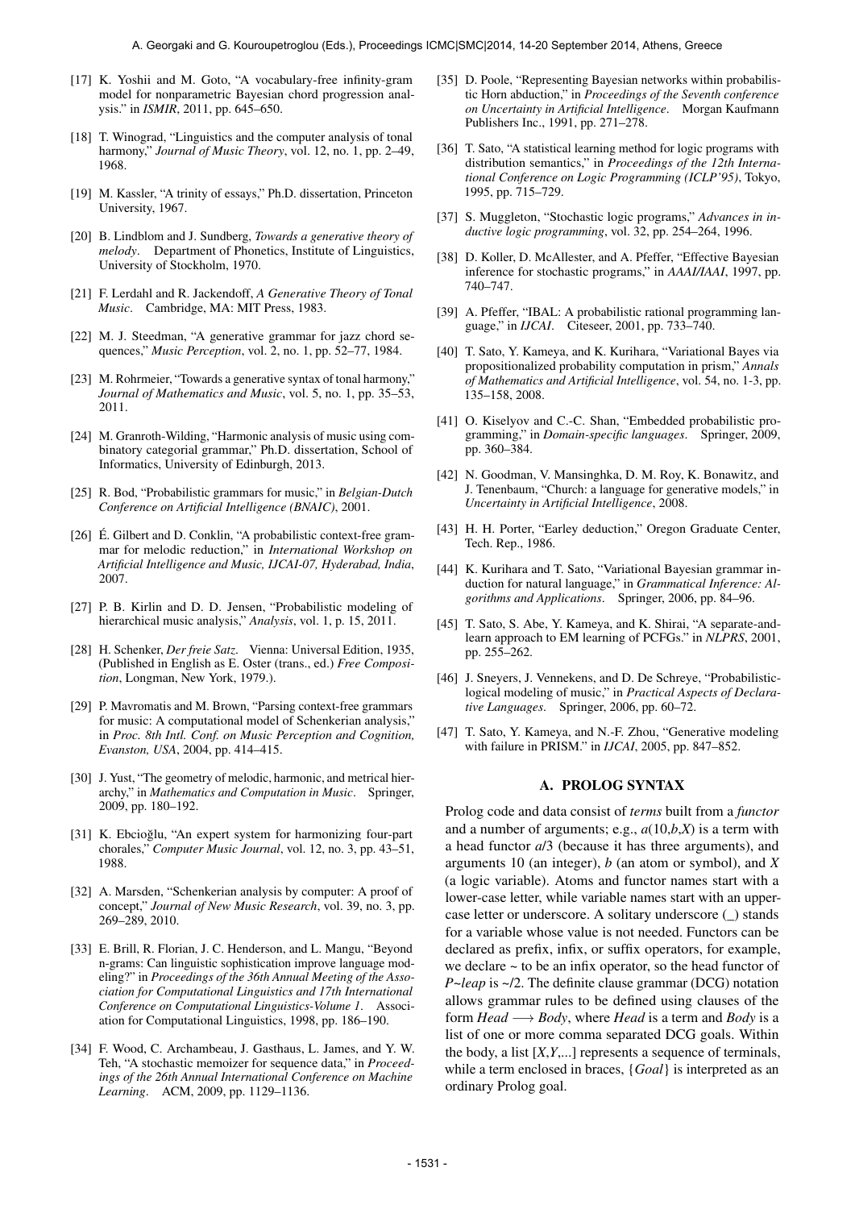[17] K. Yoshii and M. Goto, "A vocabulary-free infinity-gram model for nonparametric Bayesian chord progression analysis." in *ISMIR*, 2011, pp. 645–650.

[18] T. Winograd, "Linguistics and the computer analysis of tonal harmony," *Journal of Music Theory*, vol. 12, no. 1, pp. 2–49, 1968.

[19] M. Kassler, "A trinity of essays," Ph.D. dissertation, Princeton University, 1967.

[20] B. Lindblom and J. Sundberg, *Towards a generative theory of melody*. Department of Phonetics, Institute of Linguistics, University of Stockholm, 1970.

[21] F. Lerdahl and R. Jackendoff, *A Generative Theory of Tonal Music*. Cambridge, MA: MIT Press, 1983.

[22] M. J. Steedman, "A generative grammar for jazz chord sequences," *Music Perception*, vol. 2, no. 1, pp. 52–77, 1984.

[23] M. Rohrmeier, "Towards a generative syntax of tonal harmony," *Journal of Mathematics and Music*, vol. 5, no. 1, pp. 35–53, 2011.

[24] M. Granroth-Wilding, "Harmonic analysis of music using combinatory categorial grammar," Ph.D. dissertation, School of Informatics, University of Edinburgh, 2013.

[25] R. Bod, "Probabilistic grammars for music," in *Belgian-Dutch Conference on Artificial Intelligence (BNAIC)*, 2001.

[26] É. Gilbert and D. Conklin, "A probabilistic context-free grammar for melodic reduction," in *International Workshop on Artificial Intelligence and Music, IJCAI-07, Hyderabad, India*, 2007.

[27] P. B. Kirlin and D. D. Jensen, "Probabilistic modeling of hierarchical music analysis," *Analysis*, vol. 1, p. 15, 2011.

[28] H. Schenker, *Der freie Satz*. Vienna: Universal Edition, 1935, (Published in English as E. Oster (trans., ed.) *Free Composition*, Longman, New York, 1979.).

[29] P. Mavromatis and M. Brown, "Parsing context-free grammars for music: A computational model of Schenkerian analysis," in *Proc. 8th Intl. Conf. on Music Perception and Cognition, Evanston, USA*, 2004, pp. 414–415.

[30] J. Yust, "The geometry of melodic, harmonic, and metrical hierarchy," in *Mathematics and Computation in Music*. Springer, 2009, pp. 180–192.

[31] K. Ebcioğlu, "An expert system for harmonizing four-part chorales," *Computer Music Journal*, vol. 12, no. 3, pp. 43–51, 1988.

[32] A. Marsden, "Schenkerian analysis by computer: A proof of concept," *Journal of New Music Research*, vol. 39, no. 3, pp. 269–289, 2010.

[33] E. Brill, R. Florian, J. C. Henderson, and L. Mangu, "Beyond n-grams: Can linguistic sophistication improve language modeling?" in *Proceedings of the 36th Annual Meeting of the Association for Computational Linguistics and 17th International Conference on Computational Linguistics-Volume 1*. Association for Computational Linguistics, 1998, pp. 186–190.

[34] F. Wood, C. Archambeau, J. Gasthaus, L. James, and Y. W. Teh, "A stochastic memoizer for sequence data," in *Proceedings of the 26th Annual International Conference on Machine Learning*. ACM, 2009, pp. 1129–1136.

[35] D. Poole, "Representing Bayesian networks within probabilistic Horn abduction," in *Proceedings of the Seventh conference on Uncertainty in Artificial Intelligence*. Morgan Kaufmann Publishers Inc., 1991, pp. 271–278.

[36] T. Sato, "A statistical learning method for logic programs with distribution semantics," in *Proceedings of the 12th International Conference on Logic Programming (ICLP'95)*, Tokyo, 1995, pp. 715–729.

[37] S. Muggleton, "Stochastic logic programs," *Advances in inductive logic programming*, vol. 32, pp. 254–264, 1996.

[38] D. Koller, D. McAllester, and A. Pfeffer, "Effective Bayesian inference for stochastic programs," in *AAAI/IAAI*, 1997, pp. 740–747.

[39] A. Pfeffer, "IBAL: A probabilistic rational programming language," in *IJCAI*. Citeseer, 2001, pp. 733–740.

[40] T. Sato, Y. Kameya, and K. Kurihara, "Variational Bayes via propositionalized probability computation in prism," *Annals of Mathematics and Artificial Intelligence*, vol. 54, no. 1-3, pp. 135–158, 2008.

[41] O. Kiselyov and C.-C. Shan, "Embedded probabilistic programming," in *Domain-specific languages*. Springer, 2009, pp. 360–384.

[42] N. Goodman, V. Mansinghka, D. M. Roy, K. Bonawitz, and J. Tenenbaum, "Church: a language for generative models," in *Uncertainty in Artificial Intelligence*, 2008.

[43] H. H. Porter, "Earley deduction," Oregon Graduate Center, Tech. Rep., 1986.

[44] K. Kurihara and T. Sato, "Variational Bayesian grammar induction for natural language," in *Grammatical Inference: Algorithms and Applications*. Springer, 2006, pp. 84–96.

[45] T. Sato, S. Abe, Y. Kameya, and K. Shirai, "A separate-and-learn approach to EM learning of PCFGs." in *NLPRS*, 2001, pp. 255–262.

[46] J. Sneyers, J. Vennekens, and D. De Schreye, "Probabilistic-logical modeling of music," in *Practical Aspects of Declarative Languages*. Springer, 2006, pp. 60–72.

[47] T. Sato, Y. Kameya, and N.-F. Zhou, "Generative modeling with failure in PRISM." in *IJCAI*, 2005, pp. 847–852.

## A. PROLOG SYNTAX

Prolog code and data consist of *terms* built from a *functor* and a number of arguments; e.g., *a*(10,*b*,*X*) is a term with a head functor *a*/3 (because it has three arguments), and arguments 10 (an integer), *b* (an atom or symbol), and *X* (a logic variable). Atoms and functor names start with a lower-case letter, while variable names start with an upper-case letter or underscore. A solitary underscore (_) stands for a variable whose value is not needed. Functors can be declared as prefix, infix, or suffix operators, for example, we declare ~ to be an infix operator, so the head functor of *P~leap* is ~/2. The definite clause grammar (DCG) notation allows grammar rules to be defined using clauses of the form *Head* $\longrightarrow$ *Body*, where *Head* is a term and *Body* is a list of one or more comma separated DCG goals. Within the body, a list [*X*,*Y*,...] represents a sequence of terminals, while a term enclosed in braces, {*Goal*} is interpreted as an ordinary Prolog goal.